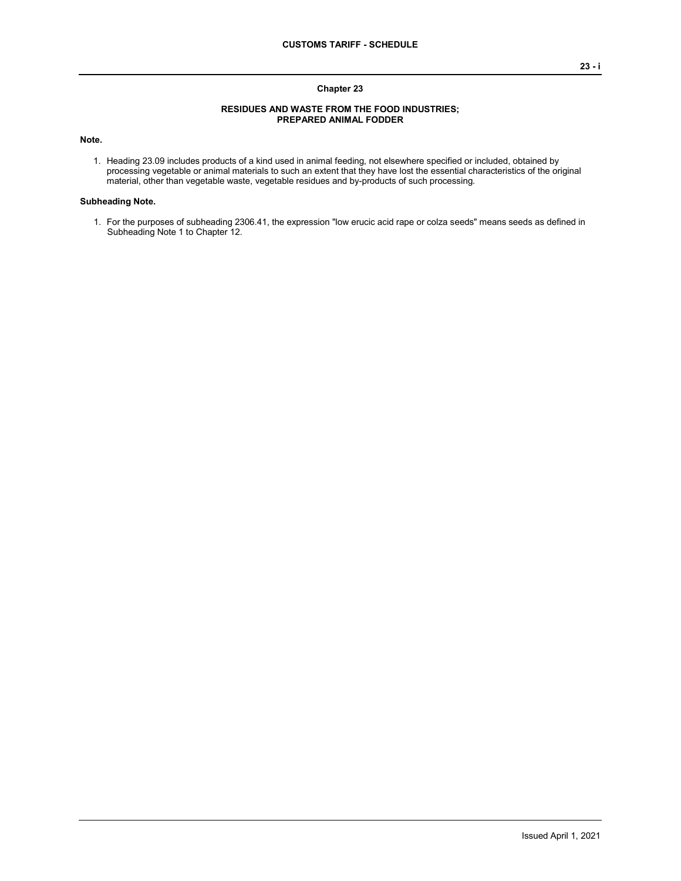# Chapter 23

## RESIDUES AND WASTE FROM THE FOOD INDUSTRIES; PREPARED ANIMAL FODDER

**Note.**

1. Heading 23.09 includes products of a kind used in animal feeding, not elsewhere specified or included, obtained by processing vegetable or animal materials to such an extent that they have lost the essential characteristics of the original material, other than vegetable waste, vegetable residues and by-products of such processing.

**Subheading Note.**

1. For the purposes of subheading 2306.41, the expression "low erucic acid rape or colza seeds" means seeds as defined in Subheading Note 1 to Chapter 12.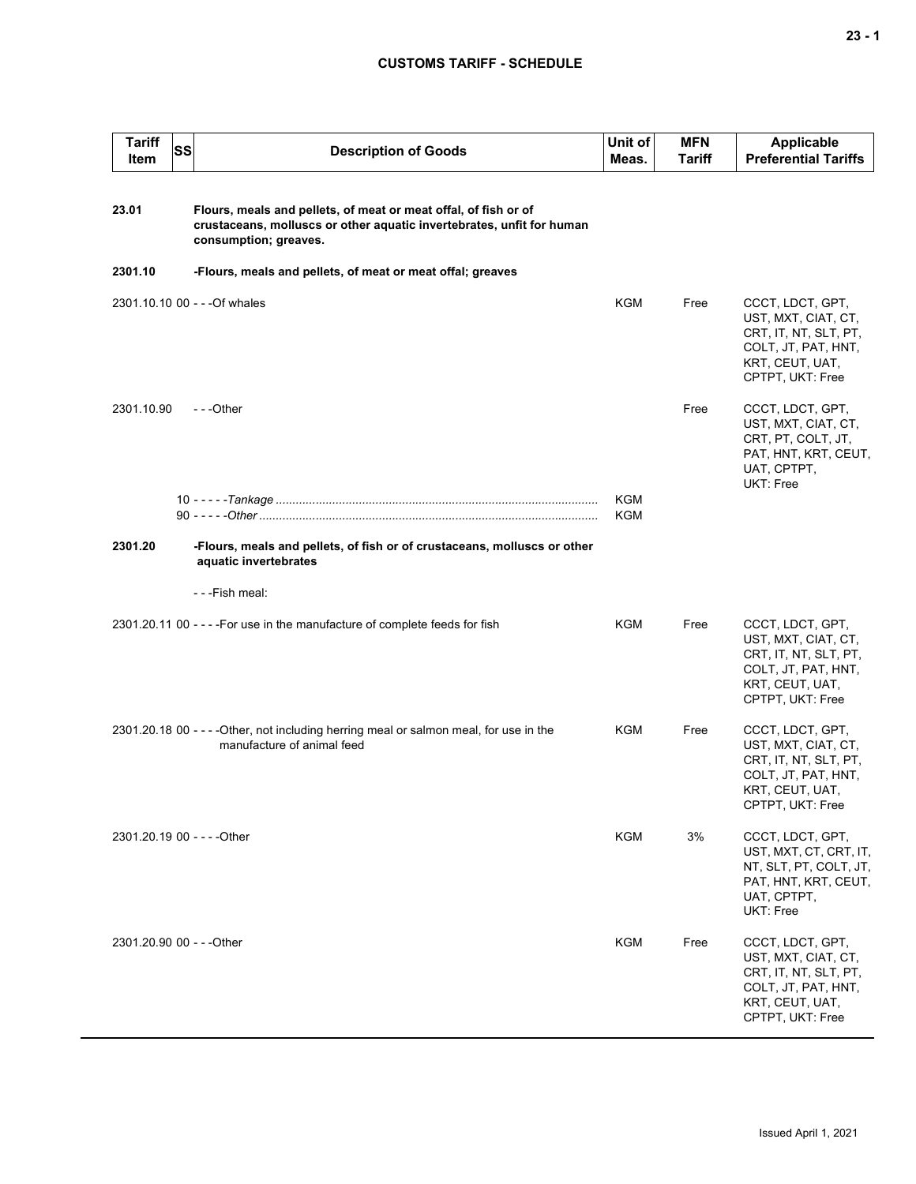| Tariff Item | SS | Description of Goods | Unit of Meas. | MFN Tariff | Applicable Preferential Tariffs |
|---|---|---|---|---|---|
| **23.01** | | **Flours, meals and pellets, of meat or meat offal, of fish or of crustaceans, molluscs or other aquatic invertebrates, unfit for human consumption; greaves.** | | | |
| **2301.10** | | **-Flours, meals and pellets, of meat or meat offal; greaves** | | | |
| 2301.10.10 | 00 | - - -Of whales | KGM | Free | CCCT, LDCT, GPT, UST, MXT, CIAT, CT, CRT, IT, NT, SLT, PT, COLT, JT, PAT, HNT, KRT, CEUT, UAT, CPTPT, UKT: Free |
| 2301.10.90 | | - - -Other | | Free | CCCT, LDCT, GPT, UST, MXT, CIAT, CT, CRT, PT, COLT, JT, PAT, HNT, KRT, CEUT, UAT, CPTPT, UKT: Free |
| | 10 | - - - - -*Tankage* | KGM | | |
| | 90 | - - - - -*Other* | KGM | | |
| **2301.20** | | **-Flours, meals and pellets, of fish or of crustaceans, molluscs or other aquatic invertebrates** | | | |
| | | - - -Fish meal: | | | |
| 2301.20.11 | 00 | - - - -For use in the manufacture of complete feeds for fish | KGM | Free | CCCT, LDCT, GPT, UST, MXT, CIAT, CT, CRT, IT, NT, SLT, PT, COLT, JT, PAT, HNT, KRT, CEUT, UAT, CPTPT, UKT: Free |
| 2301.20.18 | 00 | - - - -Other, not including herring meal or salmon meal, for use in the manufacture of animal feed | KGM | Free | CCCT, LDCT, GPT, UST, MXT, CIAT, CT, CRT, IT, NT, SLT, PT, COLT, JT, PAT, HNT, KRT, CEUT, UAT, CPTPT, UKT: Free |
| 2301.20.19 | 00 | - - - -Other | KGM | 3% | CCCT, LDCT, GPT, UST, MXT, CT, CRT, IT, NT, SLT, PT, COLT, JT, PAT, HNT, KRT, CEUT, UAT, CPTPT, UKT: Free |
| 2301.20.90 | 00 | - - -Other | KGM | Free | CCCT, LDCT, GPT, UST, MXT, CIAT, CT, CRT, IT, NT, SLT, PT, COLT, JT, PAT, HNT, KRT, CEUT, UAT, CPTPT, UKT: Free |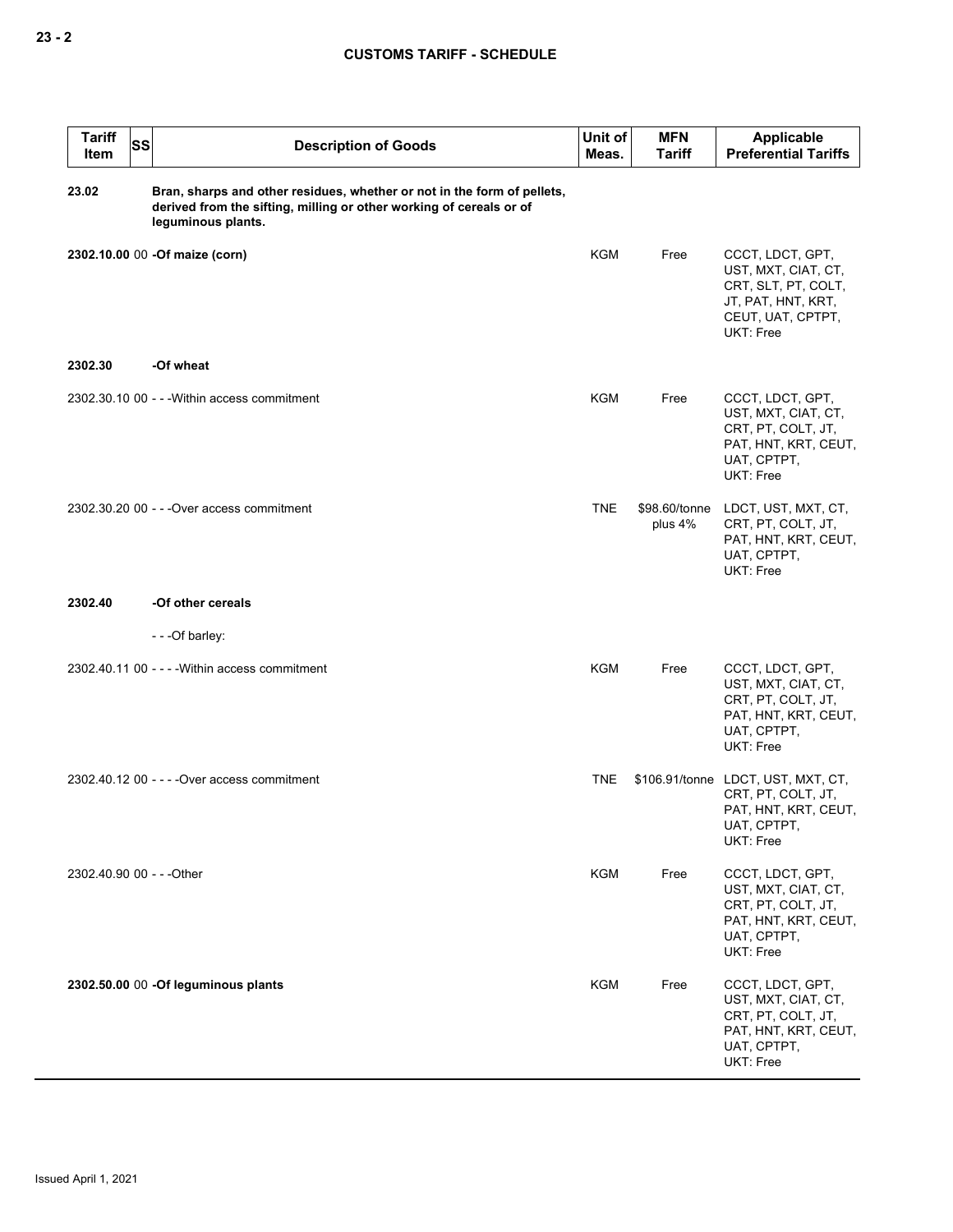| Tariff Item | SS | Description of Goods | Unit of Meas. | MFN Tariff | Applicable Preferential Tariffs |
|---|---|---|---|---|---|
| **23.02** | | **Bran, sharps and other residues, whether or not in the form of pellets, derived from the sifting, milling or other working of cereals or of leguminous plants.** | | | |
| **2302.10.00** | 00 | **-Of maize (corn)** | KGM | Free | CCCT, LDCT, GPT, UST, MXT, CIAT, CT, CRT, SLT, PT, COLT, JT, PAT, HNT, KRT, CEUT, UAT, CPTPT, UKT: Free |
| **2302.30** | | **-Of wheat** | | | |
| 2302.30.10 | 00 | - - -Within access commitment | KGM | Free | CCCT, LDCT, GPT, UST, MXT, CIAT, CT, CRT, PT, COLT, JT, PAT, HNT, KRT, CEUT, UAT, CPTPT, UKT: Free |
| 2302.30.20 | 00 | - - -Over access commitment | TNE | $98.60/tonne plus 4% | LDCT, UST, MXT, CT, CRT, PT, COLT, JT, PAT, HNT, KRT, CEUT, UAT, CPTPT, UKT: Free |
| **2302.40** | | **-Of other cereals** | | | |
| | | - - -Of barley: | | | |
| 2302.40.11 | 00 | - - - -Within access commitment | KGM | Free | CCCT, LDCT, GPT, UST, MXT, CIAT, CT, CRT, PT, COLT, JT, PAT, HNT, KRT, CEUT, UAT, CPTPT, UKT: Free |
| 2302.40.12 | 00 | - - - -Over access commitment | TNE | $106.91/tonne | LDCT, UST, MXT, CT, CRT, PT, COLT, JT, PAT, HNT, KRT, CEUT, UAT, CPTPT, UKT: Free |
| 2302.40.90 | 00 | - - -Other | KGM | Free | CCCT, LDCT, GPT, UST, MXT, CIAT, CT, CRT, PT, COLT, JT, PAT, HNT, KRT, CEUT, UAT, CPTPT, UKT: Free |
| **2302.50.00** | 00 | **-Of leguminous plants** | KGM | Free | CCCT, LDCT, GPT, UST, MXT, CIAT, CT, CRT, PT, COLT, JT, PAT, HNT, KRT, CEUT, UAT, CPTPT, UKT: Free |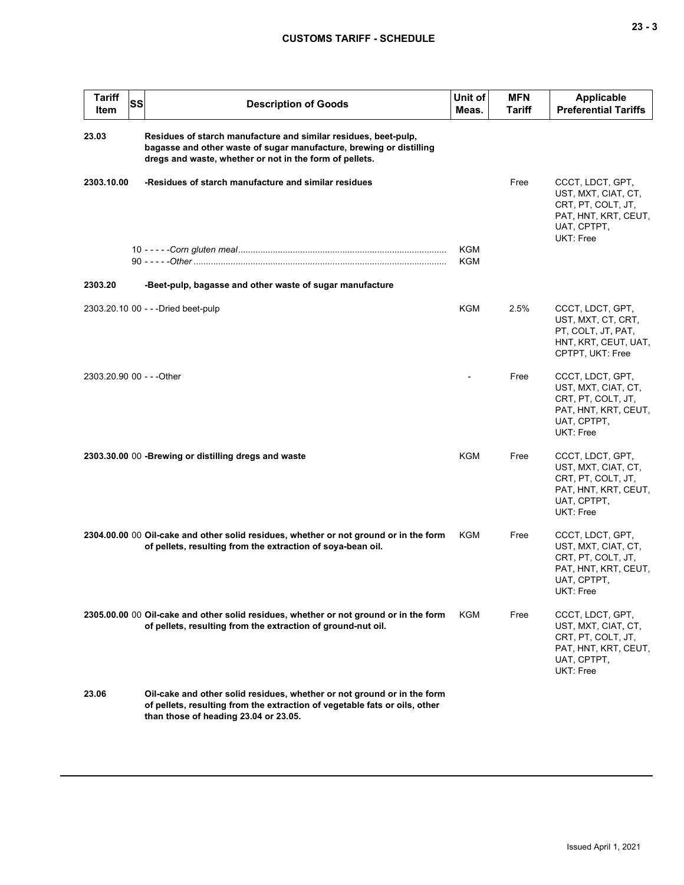| Tariff Item | SS | Description of Goods | Unit of Meas. | MFN Tariff | Applicable Preferential Tariffs |
|---|---|---|---|---|---|
| **23.03** | | **Residues of starch manufacture and similar residues, beet-pulp, bagasse and other waste of sugar manufacture, brewing or distilling dregs and waste, whether or not in the form of pellets.** | | | |
| **2303.10.00** | | **-Residues of starch manufacture and similar residues** | | Free | CCCT, LDCT, GPT, UST, MXT, CIAT, CT, CRT, PT, COLT, JT, PAT, HNT, KRT, CEUT, UAT, CPTPT, UKT: Free |
| | 10 | - - - - -*Corn gluten meal* | KGM | | |
| | 90 | - - - - -*Other* | KGM | | |
| **2303.20** | | **-Beet-pulp, bagasse and other waste of sugar manufacture** | | | |
| 2303.20.10 | 00 | - - -Dried beet-pulp | KGM | 2.5% | CCCT, LDCT, GPT, UST, MXT, CT, CRT, PT, COLT, JT, PAT, HNT, KRT, CEUT, UAT, CPTPT, UKT: Free |
| 2303.20.90 | 00 | - - -Other | - | Free | CCCT, LDCT, GPT, UST, MXT, CIAT, CT, CRT, PT, COLT, JT, PAT, HNT, KRT, CEUT, UAT, CPTPT, UKT: Free |
| **2303.30.00** | 00 | **-Brewing or distilling dregs and waste** | KGM | Free | CCCT, LDCT, GPT, UST, MXT, CIAT, CT, CRT, PT, COLT, JT, PAT, HNT, KRT, CEUT, UAT, CPTPT, UKT: Free |
| **2304.00.00** | 00 | **Oil-cake and other solid residues, whether or not ground or in the form of pellets, resulting from the extraction of soya-bean oil.** | KGM | Free | CCCT, LDCT, GPT, UST, MXT, CIAT, CT, CRT, PT, COLT, JT, PAT, HNT, KRT, CEUT, UAT, CPTPT, UKT: Free |
| **2305.00.00** | 00 | **Oil-cake and other solid residues, whether or not ground or in the form of pellets, resulting from the extraction of ground-nut oil.** | KGM | Free | CCCT, LDCT, GPT, UST, MXT, CIAT, CT, CRT, PT, COLT, JT, PAT, HNT, KRT, CEUT, UAT, CPTPT, UKT: Free |
| **23.06** | | **Oil-cake and other solid residues, whether or not ground or in the form of pellets, resulting from the extraction of vegetable fats or oils, other than those of heading 23.04 or 23.05.** | | | |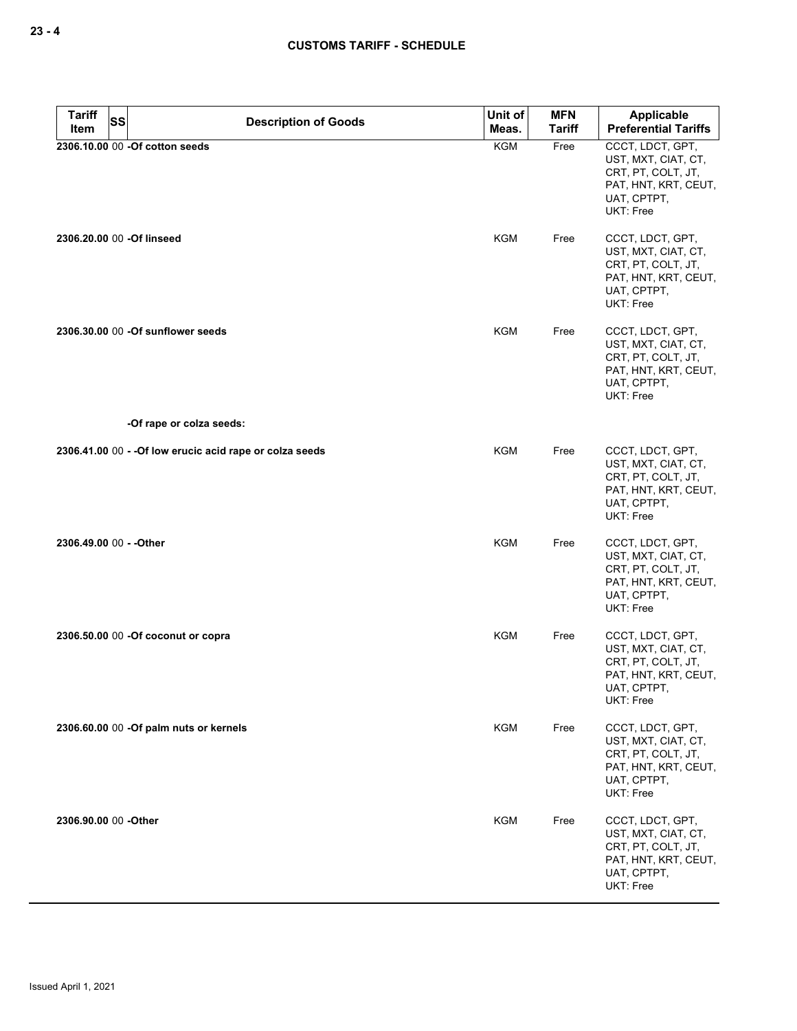| Tariff Item | SS | Description of Goods | Unit of Meas. | MFN Tariff | Applicable Preferential Tariffs |
|---|---|---|---|---|---|
| 2306.10.00 | 00 | -Of cotton seeds | KGM | Free | CCCT, LDCT, GPT, UST, MXT, CIAT, CT, CRT, PT, COLT, JT, PAT, HNT, KRT, CEUT, UAT, CPTPT, UKT: Free |
| 2306.20.00 | 00 | -Of linseed | KGM | Free | CCCT, LDCT, GPT, UST, MXT, CIAT, CT, CRT, PT, COLT, JT, PAT, HNT, KRT, CEUT, UAT, CPTPT, UKT: Free |
| 2306.30.00 | 00 | -Of sunflower seeds | KGM | Free | CCCT, LDCT, GPT, UST, MXT, CIAT, CT, CRT, PT, COLT, JT, PAT, HNT, KRT, CEUT, UAT, CPTPT, UKT: Free |
| | | -Of rape or colza seeds: | | | |
| 2306.41.00 | 00 | - -Of low erucic acid rape or colza seeds | KGM | Free | CCCT, LDCT, GPT, UST, MXT, CIAT, CT, CRT, PT, COLT, JT, PAT, HNT, KRT, CEUT, UAT, CPTPT, UKT: Free |
| 2306.49.00 | 00 | - -Other | KGM | Free | CCCT, LDCT, GPT, UST, MXT, CIAT, CT, CRT, PT, COLT, JT, PAT, HNT, KRT, CEUT, UAT, CPTPT, UKT: Free |
| 2306.50.00 | 00 | -Of coconut or copra | KGM | Free | CCCT, LDCT, GPT, UST, MXT, CIAT, CT, CRT, PT, COLT, JT, PAT, HNT, KRT, CEUT, UAT, CPTPT, UKT: Free |
| 2306.60.00 | 00 | -Of palm nuts or kernels | KGM | Free | CCCT, LDCT, GPT, UST, MXT, CIAT, CT, CRT, PT, COLT, JT, PAT, HNT, KRT, CEUT, UAT, CPTPT, UKT: Free |
| 2306.90.00 | 00 | -Other | KGM | Free | CCCT, LDCT, GPT, UST, MXT, CIAT, CT, CRT, PT, COLT, JT, PAT, HNT, KRT, CEUT, UAT, CPTPT, UKT: Free |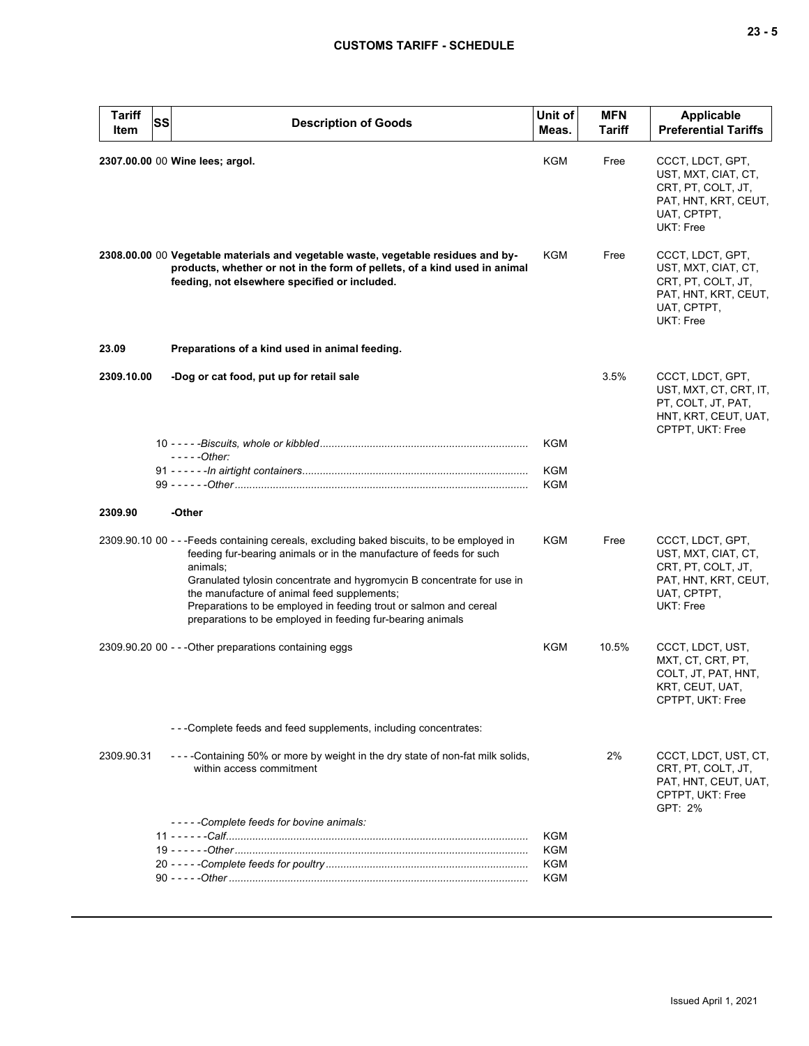| Tariff Item | SS | Description of Goods | Unit of Meas. | MFN Tariff | Applicable Preferential Tariffs |
|---|---|---|---|---|---|
| 2307.00.00 | 00 | **Wine lees; argol.** | KGM | Free | CCCT, LDCT, GPT, UST, MXT, CIAT, CT, CRT, PT, COLT, JT, PAT, HNT, KRT, CEUT, UAT, CPTPT, UKT: Free |
| 2308.00.00 | 00 | **Vegetable materials and vegetable waste, vegetable residues and by-products, whether or not in the form of pellets, of a kind used in animal feeding, not elsewhere specified or included.** | KGM | Free | CCCT, LDCT, GPT, UST, MXT, CIAT, CT, CRT, PT, COLT, JT, PAT, HNT, KRT, CEUT, UAT, CPTPT, UKT: Free |
| **23.09** | | **Preparations of a kind used in animal feeding.** | | | |
| **2309.10.00** | | **-Dog or cat food, put up for retail sale** | | 3.5% | CCCT, LDCT, GPT, UST, MXT, CT, CRT, IT, PT, COLT, JT, PAT, HNT, KRT, CEUT, UAT, CPTPT, UKT: Free |
| | 10 | - - - - -*Biscuits, whole or kibbled* | KGM | | |
| | | - - - - -*Other:* | | | |
| | 91 | - - - - - -*In airtight containers* | KGM | | |
| | 99 | - - - - - -*Other* | KGM | | |
| **2309.90** | | **-Other** | | | |
| 2309.90.10 | 00 | - - -Feeds containing cereals, excluding baked biscuits, to be employed in feeding fur-bearing animals or in the manufacture of feeds for such animals;<br>Granulated tylosin concentrate and hygromycin B concentrate for use in the manufacture of animal feed supplements;<br>Preparations to be employed in feeding trout or salmon and cereal preparations to be employed in feeding fur-bearing animals | KGM | Free | CCCT, LDCT, GPT, UST, MXT, CIAT, CT, CRT, PT, COLT, JT, PAT, HNT, KRT, CEUT, UAT, CPTPT, UKT: Free |
| 2309.90.20 | 00 | - - -Other preparations containing eggs | KGM | 10.5% | CCCT, LDCT, UST, MXT, CT, CRT, PT, COLT, JT, PAT, HNT, KRT, CEUT, UAT, CPTPT, UKT: Free |
| | | - - -Complete feeds and feed supplements, including concentrates: | | | |
| 2309.90.31 | | - - - -Containing 50% or more by weight in the dry state of non-fat milk solids, within access commitment | | 2% | CCCT, LDCT, UST, CT, CRT, PT, COLT, JT, PAT, HNT, CEUT, UAT, CPTPT, UKT: Free<br>GPT: 2% |
| | | - - - - -*Complete feeds for bovine animals:* | | | |
| | 11 | - - - - - -*Calf* | KGM | | |
| | 19 | - - - - - -*Other* | KGM | | |
| | 20 | - - - - -*Complete feeds for poultry* | KGM | | |
| | 90 | - - - - -*Other* | KGM | | |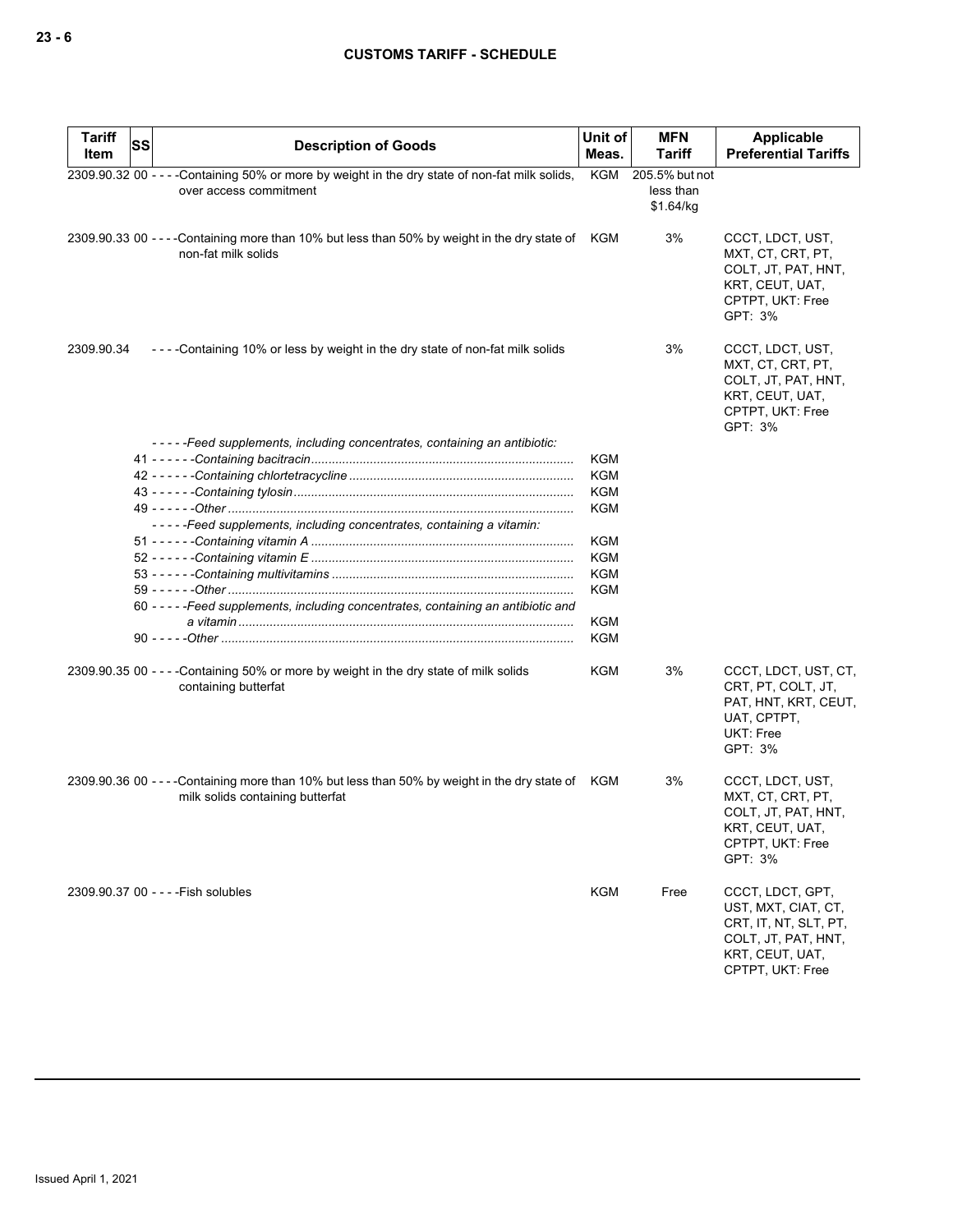| Tariff Item | SS | Description of Goods | Unit of Meas. | MFN Tariff | Applicable Preferential Tariffs |
|---|---|---|---|---|---|
| 2309.90.32 | 00 | - - - -Containing 50% or more by weight in the dry state of non-fat milk solids, over access commitment | KGM | 205.5% but not less than $1.64/kg | |
| 2309.90.33 | 00 | - - - -Containing more than 10% but less than 50% by weight in the dry state of non-fat milk solids | KGM | 3% | CCCT, LDCT, UST, MXT, CT, CRT, PT, COLT, JT, PAT, HNT, KRT, CEUT, UAT, CPTPT, UKT: Free<br>GPT: 3% |
| 2309.90.34 | | - - - -Containing 10% or less by weight in the dry state of non-fat milk solids | | 3% | CCCT, LDCT, UST, MXT, CT, CRT, PT, COLT, JT, PAT, HNT, KRT, CEUT, UAT, CPTPT, UKT: Free<br>GPT: 3% |
| | | *- - - - -Feed supplements, including concentrates, containing an antibiotic:* | | | |
| | 41 | *- - - - - -Containing bacitracin* | KGM | | |
| | 42 | *- - - - - -Containing chlortetracycline* | KGM | | |
| | 43 | *- - - - - -Containing tylosin* | KGM | | |
| | 49 | *- - - - - -Other* | KGM | | |
| | | *- - - - -Feed supplements, including concentrates, containing a vitamin:* | | | |
| | 51 | *- - - - - -Containing vitamin A* | KGM | | |
| | 52 | *- - - - - -Containing vitamin E* | KGM | | |
| | 53 | *- - - - - -Containing multivitamins* | KGM | | |
| | 59 | *- - - - - -Other* | KGM | | |
| | 60 | *- - - - -Feed supplements, including concentrates, containing an antibiotic and a vitamin* | KGM | | |
| | 90 | *- - - - -Other* | KGM | | |
| 2309.90.35 | 00 | - - - -Containing 50% or more by weight in the dry state of milk solids containing butterfat | KGM | 3% | CCCT, LDCT, UST, CT, CRT, PT, COLT, JT, PAT, HNT, KRT, CEUT, UAT, CPTPT,<br>UKT: Free<br>GPT: 3% |
| 2309.90.36 | 00 | - - - -Containing more than 10% but less than 50% by weight in the dry state of milk solids containing butterfat | KGM | 3% | CCCT, LDCT, UST, MXT, CT, CRT, PT, COLT, JT, PAT, HNT, KRT, CEUT, UAT, CPTPT, UKT: Free<br>GPT: 3% |
| 2309.90.37 | 00 | - - - -Fish solubles | KGM | Free | CCCT, LDCT, GPT, UST, MXT, CIAT, CT, CRT, IT, NT, SLT, PT, COLT, JT, PAT, HNT, KRT, CEUT, UAT, CPTPT, UKT: Free |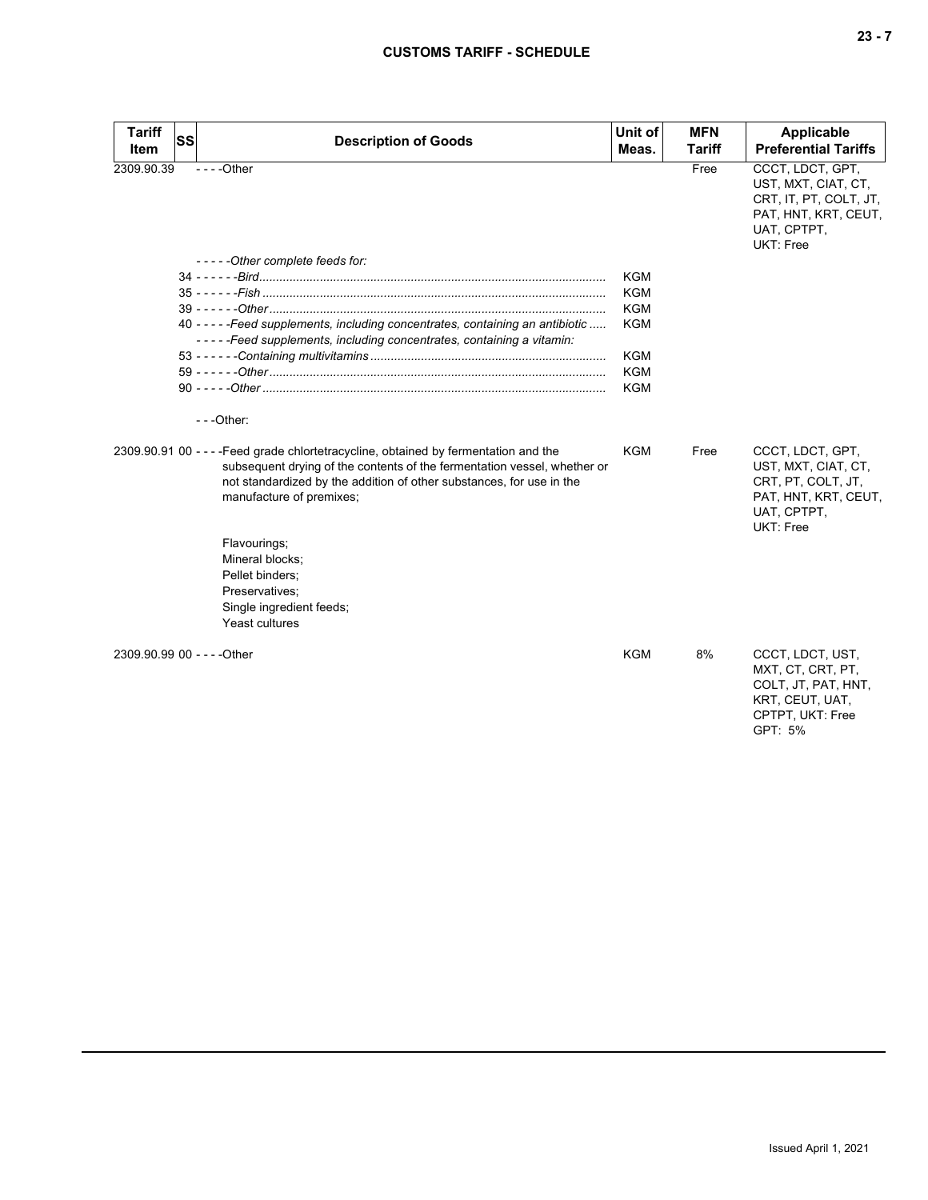| Tariff Item | SS | Description of Goods | Unit of Meas. | MFN Tariff | Applicable Preferential Tariffs |
|---|---|---|---|---|---|
| 2309.90.39 | | - - - -Other | | Free | CCCT, LDCT, GPT, UST, MXT, CIAT, CT, CRT, IT, PT, COLT, JT, PAT, HNT, KRT, CEUT, UAT, CPTPT, UKT: Free |
| | | - - - - -*Other complete feeds for:* | | | |
| | 34 | - - - - - -*Bird* | KGM | | |
| | 35 | - - - - - -*Fish* | KGM | | |
| | 39 | - - - - - -*Other* | KGM | | |
| | 40 | - - - - -*Feed supplements, including concentrates, containing an antibiotic* | KGM | | |
| | | - - - - -*Feed supplements, including concentrates, containing a vitamin:* | | | |
| | 53 | - - - - - -*Containing multivitamins* | KGM | | |
| | 59 | - - - - - -*Other* | KGM | | |
| | 90 | - - - - -*Other* | KGM | | |
| | | - - -Other: | | | |
| 2309.90.91 | 00 | - - - -Feed grade chlortetracycline, obtained by fermentation and the subsequent drying of the contents of the fermentation vessel, whether or not standardized by the addition of other substances, for use in the manufacture of premixes;<br><br>Flavourings;<br>Mineral blocks;<br>Pellet binders;<br>Preservatives;<br>Single ingredient feeds;<br>Yeast cultures | KGM | Free | CCCT, LDCT, GPT, UST, MXT, CIAT, CT, CRT, PT, COLT, JT, PAT, HNT, KRT, CEUT, UAT, CPTPT, UKT: Free |
| 2309.90.99 | 00 | - - - -Other | KGM | 8% | CCCT, LDCT, UST, MXT, CT, CRT, PT, COLT, JT, PAT, HNT, KRT, CEUT, UAT, CPTPT, UKT: Free<br>GPT: 5% |